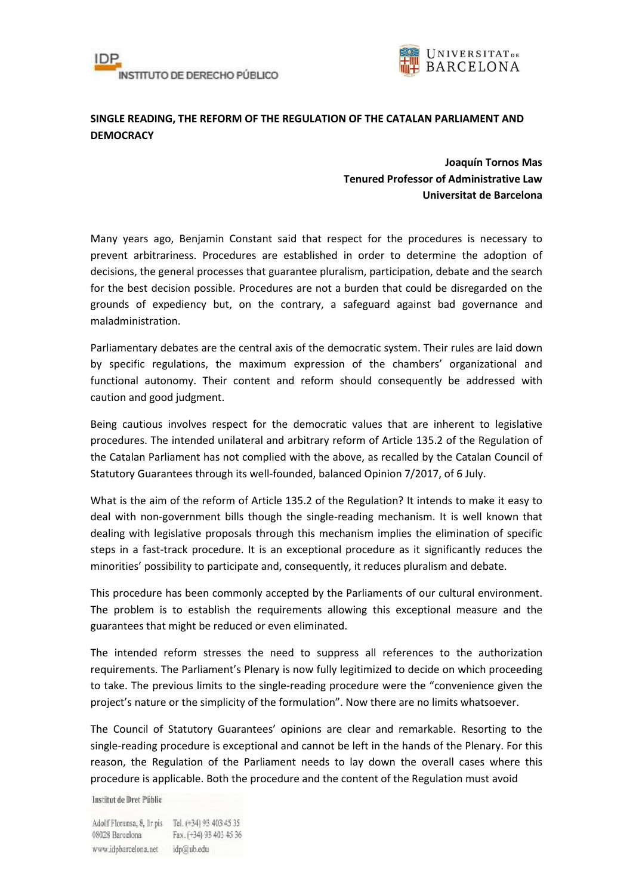**SINGLE READING, THE REFORM OF THE REGULATION OF THE CATALAN PARLIAMENT AND DEMOCRACY**

**Joaquín Tornos Mas**
**Tenured Professor of Administrative Law**
**Universitat de Barcelona**

Many years ago, Benjamin Constant said that respect for the procedures is necessary to prevent arbitrariness. Procedures are established in order to determine the adoption of decisions, the general processes that guarantee pluralism, participation, debate and the search for the best decision possible. Procedures are not a burden that could be disregarded on the grounds of expediency but, on the contrary, a safeguard against bad governance and maladministration.

Parliamentary debates are the central axis of the democratic system. Their rules are laid down by specific regulations, the maximum expression of the chambers' organizational and functional autonomy. Their content and reform should consequently be addressed with caution and good judgment.

Being cautious involves respect for the democratic values that are inherent to legislative procedures. The intended unilateral and arbitrary reform of Article 135.2 of the Regulation of the Catalan Parliament has not complied with the above, as recalled by the Catalan Council of Statutory Guarantees through its well-founded, balanced Opinion 7/2017, of 6 July.

What is the aim of the reform of Article 135.2 of the Regulation? It intends to make it easy to deal with non-government bills though the single-reading mechanism. It is well known that dealing with legislative proposals through this mechanism implies the elimination of specific steps in a fast-track procedure. It is an exceptional procedure as it significantly reduces the minorities' possibility to participate and, consequently, it reduces pluralism and debate.

This procedure has been commonly accepted by the Parliaments of our cultural environment. The problem is to establish the requirements allowing this exceptional measure and the guarantees that might be reduced or even eliminated.

The intended reform stresses the need to suppress all references to the authorization requirements. The Parliament's Plenary is now fully legitimized to decide on which proceeding to take. The previous limits to the single-reading procedure were the "convenience given the project's nature or the simplicity of the formulation". Now there are no limits whatsoever.

The Council of Statutory Guarantees' opinions are clear and remarkable. Resorting to the single-reading procedure is exceptional and cannot be left in the hands of the Plenary. For this reason, the Regulation of the Parliament needs to lay down the overall cases where this procedure is applicable. Both the procedure and the content of the Regulation must avoid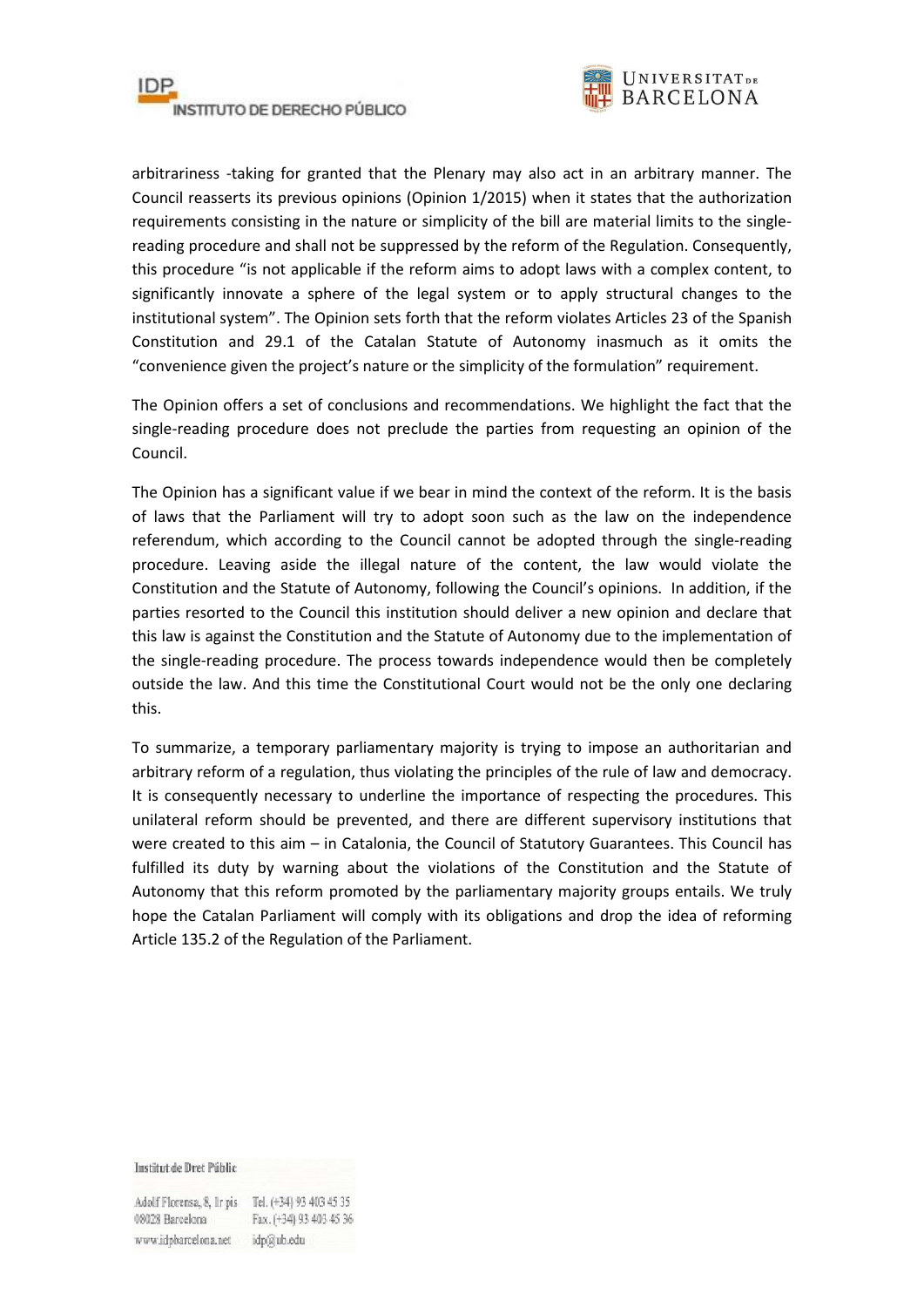arbitrariness -taking for granted that the Plenary may also act in an arbitrary manner. The Council reasserts its previous opinions (Opinion 1/2015) when it states that the authorization requirements consisting in the nature or simplicity of the bill are material limits to the single-reading procedure and shall not be suppressed by the reform of the Regulation. Consequently, this procedure "is not applicable if the reform aims to adopt laws with a complex content, to significantly innovate a sphere of the legal system or to apply structural changes to the institutional system". The Opinion sets forth that the reform violates Articles 23 of the Spanish Constitution and 29.1 of the Catalan Statute of Autonomy inasmuch as it omits the "convenience given the project's nature or the simplicity of the formulation" requirement.

The Opinion offers a set of conclusions and recommendations. We highlight the fact that the single-reading procedure does not preclude the parties from requesting an opinion of the Council.

The Opinion has a significant value if we bear in mind the context of the reform. It is the basis of laws that the Parliament will try to adopt soon such as the law on the independence referendum, which according to the Council cannot be adopted through the single-reading procedure. Leaving aside the illegal nature of the content, the law would violate the Constitution and the Statute of Autonomy, following the Council's opinions. In addition, if the parties resorted to the Council this institution should deliver a new opinion and declare that this law is against the Constitution and the Statute of Autonomy due to the implementation of the single-reading procedure. The process towards independence would then be completely outside the law. And this time the Constitutional Court would not be the only one declaring this.

To summarize, a temporary parliamentary majority is trying to impose an authoritarian and arbitrary reform of a regulation, thus violating the principles of the rule of law and democracy. It is consequently necessary to underline the importance of respecting the procedures. This unilateral reform should be prevented, and there are different supervisory institutions that were created to this aim – in Catalonia, the Council of Statutory Guarantees. This Council has fulfilled its duty by warning about the violations of the Constitution and the Statute of Autonomy that this reform promoted by the parliamentary majority groups entails. We truly hope the Catalan Parliament will comply with its obligations and drop the idea of reforming Article 135.2 of the Regulation of the Parliament.